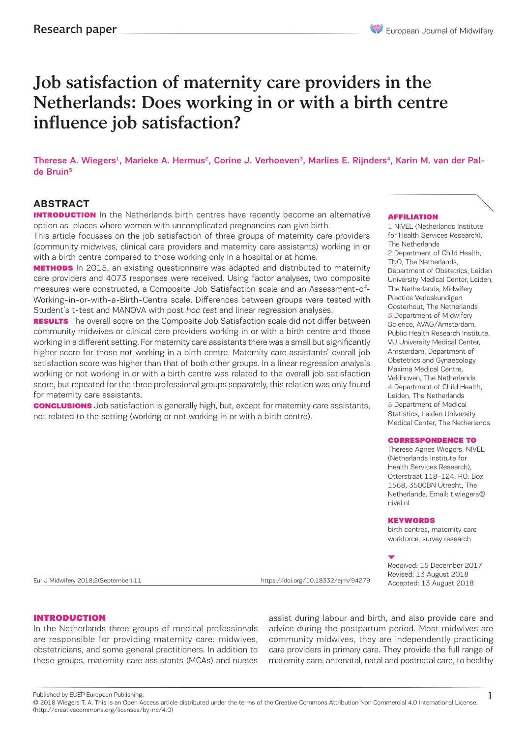Research paper

# Job satisfaction of maternity care providers in the Netherlands: Does working in or with a birth centre influence job satisfaction?

Therese A. Wiegers[1], Marieke A. Hermus[2], Corine J. Verhoeven[3], Marlies E. Rijnders[4], Karin M. van der Pal-de Bruin[5]

## ABSTRACT

**INTRODUCTION** In the Netherlands birth centres have recently become an alternative option as places where women with uncomplicated pregnancies can give birth.

This article focusses on the job satisfaction of three groups of maternity care providers (community midwives, clinical care providers and maternity care assistants) working in or with a birth centre compared to those working only in a hospital or at home.

**METHODS** In 2015, an existing questionnaire was adapted and distributed to maternity care providers and 4073 responses were received. Using factor analyses, two composite measures were constructed, a Composite Job Satisfaction scale and an Assessment-of-Working-in-or-with-a-Birth-Centre scale. Differences between groups were tested with Student's t-test and MANOVA with post *hoc test* and linear regression analyses.

**RESULTS** The overall score on the Composite Job Satisfaction scale did not differ between community midwives or clinical care providers working in or with a birth centre and those working in a different setting. For maternity care assistants there was a small but significantly higher score for those not working in a birth centre. Maternity care assistants' overall job satisfaction score was higher than that of both other groups. In a linear regression analysis working or not working in or with a birth centre was related to the overall job satisfaction score, but repeated for the three professional groups separately, this relation was only found for maternity care assistants.

**CONCLUSIONS** Job satisfaction is generally high, but, except for maternity care assistants, not related to the setting (working or not working in or with a birth centre).

**AFFILIATION**

1 NIVEL (Netherlands Institute for Health Services Research), The Netherlands
2 Department of Child Health, TNO, The Netherlands, Department of Obstetrics, Leiden University Medical Center, Leiden, The Netherlands, Midwifery Practice Verloskundigen Oosterhout, The Netherlands
3 Department of Midwifery Science, AVAG/Amsterdam, Public Health Research Institute, VU University Medical Center, Amsterdam, Department of Obstetrics and Gynaecology Maxima Medical Centre, Veldhoven, The Netherlands
4 Department of Child Health, Leiden, The Netherlands
5 Department of Medical Statistics, Leiden University Medical Center, The Netherlands

**CORRESPONDENCE TO**

Therese Agnes Wiegers. NIVEL (Netherlands Institute for Health Services Research), Otterstraat 118–124, P.O. Box 1568, 3500BN Utrecht, The Netherlands. Email: t.wiegers@nivel.nl

**KEYWORDS**

birth centres, maternity care workforce, survey research

Received: 15 December 2017
Revised: 13 August 2018
Accepted: 13 August 2018

Eur J Midwifery 2018;2(September):11 https://doi.org/10.18332/ejm/94279

## INTRODUCTION

In the Netherlands three groups of medical professionals are responsible for providing maternity care: midwives, obstetricians, and some general practitioners. In addition to these groups, maternity care assistants (MCAs) and nurses assist during labour and birth, and also provide care and advice during the postpartum period. Most midwives are community midwives, they are independently practicing care providers in primary care. They provide the full range of maternity care: antenatal, natal and postnatal care, to healthy

Published by EUEP European Publishing.
© 2018 Wiegers T. A. This is an Open Access article distributed under the terms of the Creative Commons Attribution Non Commercial 4.0 International License. (http://creativecommons.org/licenses/by-nc/4.0)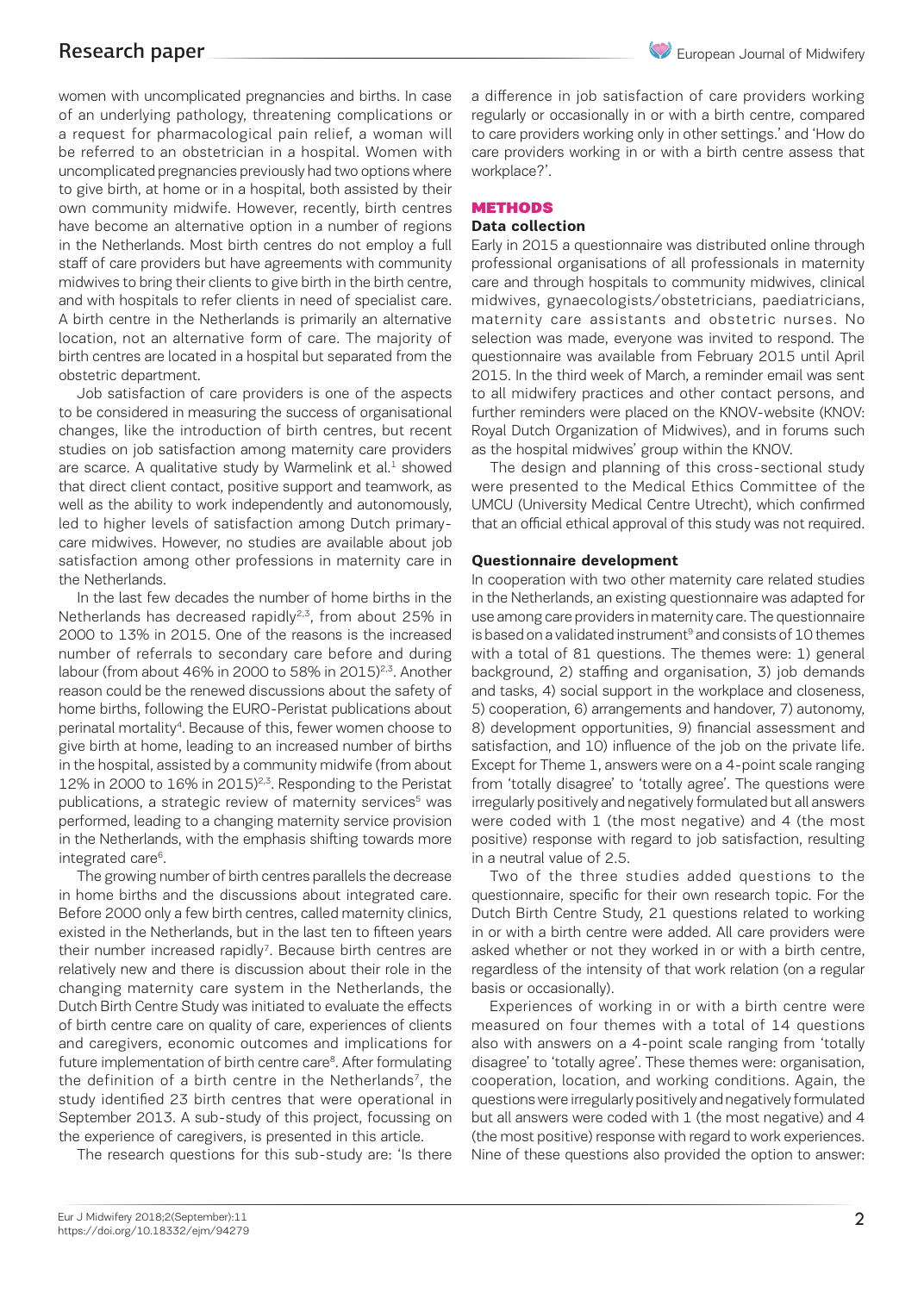women with uncomplicated pregnancies and births. In case of an underlying pathology, threatening complications or a request for pharmacological pain relief, a woman will be referred to an obstetrician in a hospital. Women with uncomplicated pregnancies previously had two options where to give birth, at home or in a hospital, both assisted by their own community midwife. However, recently, birth centres have become an alternative option in a number of regions in the Netherlands. Most birth centres do not employ a full staff of care providers but have agreements with community midwives to bring their clients to give birth in the birth centre, and with hospitals to refer clients in need of specialist care. A birth centre in the Netherlands is primarily an alternative location, not an alternative form of care. The majority of birth centres are located in a hospital but separated from the obstetric department.

Job satisfaction of care providers is one of the aspects to be considered in measuring the success of organisational changes, like the introduction of birth centres, but recent studies on job satisfaction among maternity care providers are scarce. A qualitative study by Warmelink et al.[1] showed that direct client contact, positive support and teamwork, as well as the ability to work independently and autonomously, led to higher levels of satisfaction among Dutch primary-care midwives. However, no studies are available about job satisfaction among other professions in maternity care in the Netherlands.

In the last few decades the number of home births in the Netherlands has decreased rapidly[2,3], from about 25% in 2000 to 13% in 2015. One of the reasons is the increased number of referrals to secondary care before and during labour (from about 46% in 2000 to 58% in 2015)[2,3]. Another reason could be the renewed discussions about the safety of home births, following the EURO-Peristat publications about perinatal mortality[4]. Because of this, fewer women choose to give birth at home, leading to an increased number of births in the hospital, assisted by a community midwife (from about 12% in 2000 to 16% in 2015)[2,3]. Responding to the Peristat publications, a strategic review of maternity services[5] was performed, leading to a changing maternity service provision in the Netherlands, with the emphasis shifting towards more integrated care[6].

The growing number of birth centres parallels the decrease in home births and the discussions about integrated care. Before 2000 only a few birth centres, called maternity clinics, existed in the Netherlands, but in the last ten to fifteen years their number increased rapidly[7]. Because birth centres are relatively new and there is discussion about their role in the changing maternity care system in the Netherlands, the Dutch Birth Centre Study was initiated to evaluate the effects of birth centre care on quality of care, experiences of clients and caregivers, economic outcomes and implications for future implementation of birth centre care[8]. After formulating the definition of a birth centre in the Netherlands[7], the study identified 23 birth centres that were operational in September 2013. A sub-study of this project, focussing on the experience of caregivers, is presented in this article.

The research questions for this sub-study are: 'Is there a difference in job satisfaction of care providers working regularly or occasionally in or with a birth centre, compared to care providers working only in other settings.' and 'How do care providers working in or with a birth centre assess that workplace?'.

## METHODS

### Data collection

Early in 2015 a questionnaire was distributed online through professional organisations of all professionals in maternity care and through hospitals to community midwives, clinical midwives, gynaecologists/obstetricians, paediatricians, maternity care assistants and obstetric nurses. No selection was made, everyone was invited to respond. The questionnaire was available from February 2015 until April 2015. In the third week of March, a reminder email was sent to all midwifery practices and other contact persons, and further reminders were placed on the KNOV-website (KNOV: Royal Dutch Organization of Midwives), and in forums such as the hospital midwives' group within the KNOV.

The design and planning of this cross-sectional study were presented to the Medical Ethics Committee of the UMCU (University Medical Centre Utrecht), which confirmed that an official ethical approval of this study was not required.

### Questionnaire development

In cooperation with two other maternity care related studies in the Netherlands, an existing questionnaire was adapted for use among care providers in maternity care. The questionnaire is based on a validated instrument[9] and consists of 10 themes with a total of 81 questions. The themes were: 1) general background, 2) staffing and organisation, 3) job demands and tasks, 4) social support in the workplace and closeness, 5) cooperation, 6) arrangements and handover, 7) autonomy, 8) development opportunities, 9) financial assessment and satisfaction, and 10) influence of the job on the private life. Except for Theme 1, answers were on a 4-point scale ranging from 'totally disagree' to 'totally agree'. The questions were irregularly positively and negatively formulated but all answers were coded with 1 (the most negative) and 4 (the most positive) response with regard to job satisfaction, resulting in a neutral value of 2.5.

Two of the three studies added questions to the questionnaire, specific for their own research topic. For the Dutch Birth Centre Study, 21 questions related to working in or with a birth centre were added. All care providers were asked whether or not they worked in or with a birth centre, regardless of the intensity of that work relation (on a regular basis or occasionally).

Experiences of working in or with a birth centre were measured on four themes with a total of 14 questions also with answers on a 4-point scale ranging from 'totally disagree' to 'totally agree'. These themes were: organisation, cooperation, location, and working conditions. Again, the questions were irregularly positively and negatively formulated but all answers were coded with 1 (the most negative) and 4 (the most positive) response with regard to work experiences. Nine of these questions also provided the option to answer: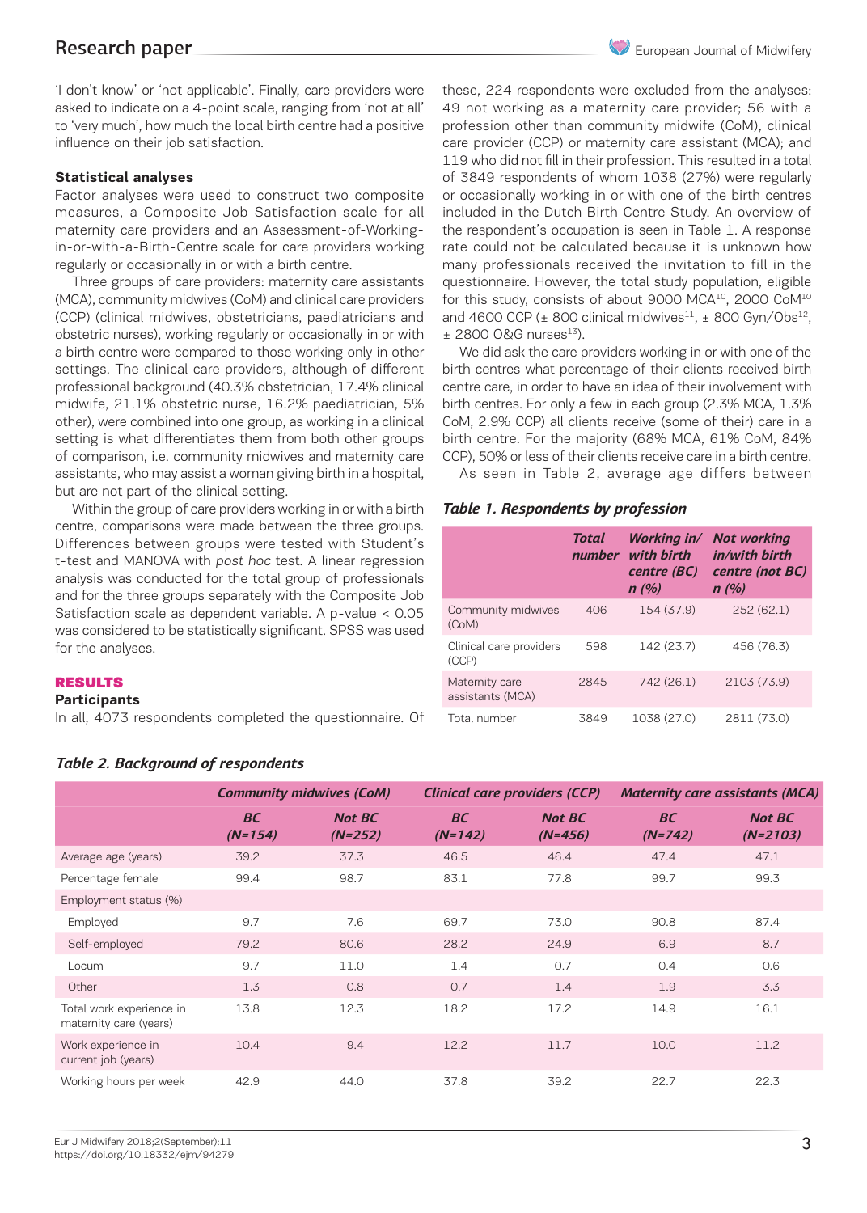'I don't know' or 'not applicable'. Finally, care providers were asked to indicate on a 4-point scale, ranging from 'not at all' to 'very much', how much the local birth centre had a positive influence on their job satisfaction.

### Statistical analyses

Factor analyses were used to construct two composite measures, a Composite Job Satisfaction scale for all maternity care providers and an Assessment-of-Working-in-or-with-a-Birth-Centre scale for care providers working regularly or occasionally in or with a birth centre.

Three groups of care providers: maternity care assistants (MCA), community midwives (CoM) and clinical care providers (CCP) (clinical midwives, obstetricians, paediatricians and obstetric nurses), working regularly or occasionally in or with a birth centre were compared to those working only in other settings. The clinical care providers, although of different professional background (40.3% obstetrician, 17.4% clinical midwife, 21.1% obstetric nurse, 16.2% paediatrician, 5% other), were combined into one group, as working in a clinical setting is what differentiates them from both other groups of comparison, i.e. community midwives and maternity care assistants, who may assist a woman giving birth in a hospital, but are not part of the clinical setting.

Within the group of care providers working in or with a birth centre, comparisons were made between the three groups. Differences between groups were tested with Student's t-test and MANOVA with *post hoc* test. A linear regression analysis was conducted for the total group of professionals and for the three groups separately with the Composite Job Satisfaction scale as dependent variable. A p-value < 0.05 was considered to be statistically significant. SPSS was used for the analyses.

## RESULTS

### Participants

In all, 4073 respondents completed the questionnaire. Of these, 224 respondents were excluded from the analyses: 49 not working as a maternity care provider; 56 with a profession other than community midwife (CoM), clinical care provider (CCP) or maternity care assistant (MCA); and 119 who did not fill in their profession. This resulted in a total of 3849 respondents of whom 1038 (27%) were regularly or occasionally working in or with one of the birth centres included in the Dutch Birth Centre Study. An overview of the respondent's occupation is seen in Table 1. A response rate could not be calculated because it is unknown how many professionals received the invitation to fill in the questionnaire. However, the total study population, eligible for this study, consists of about 9000 MCA[10], 2000 CoM[10] and 4600 CCP (± 800 clinical midwives[11], ± 800 Gyn/Obs[12], ± 2800 O&G nurses[13]).

We did ask the care providers working in or with one of the birth centres what percentage of their clients received birth centre care, in order to have an idea of their involvement with birth centres. For only a few in each group (2.3% MCA, 1.3% CoM, 2.9% CCP) all clients receive (some of their) care in a birth centre. For the majority (68% MCA, 61% CoM, 84% CCP), 50% or less of their clients receive care in a birth centre.

As seen in Table 2, average age differs between

***Table 1. Respondents by profession***

| | Total number | Working in/ with birth centre (BC) n (%) | Not working in/with birth centre (not BC) n (%) |
|---|---|---|---|
| Community midwives (CoM) | 406 | 154 (37.9) | 252 (62.1) |
| Clinical care providers (CCP) | 598 | 142 (23.7) | 456 (76.3) |
| Maternity care assistants (MCA) | 2845 | 742 (26.1) | 2103 (73.9) |
| Total number | 3849 | 1038 (27.0) | 2811 (73.0) |

***Table 2. Background of respondents***

| | Community midwives (CoM) | | Clinical care providers (CCP) | | Maternity care assistants (MCA) | |
|---|---|---|---|---|---|---|
| | BC (N=154) | Not BC (N=252) | BC (N=142) | Not BC (N=456) | BC (N=742) | Not BC (N=2103) |
| Average age (years) | 39.2 | 37.3 | 46.5 | 46.4 | 47.4 | 47.1 |
| Percentage female | 99.4 | 98.7 | 83.1 | 77.8 | 99.7 | 99.3 |
| Employment status (%) | | | | | | |
| Employed | 9.7 | 7.6 | 69.7 | 73.0 | 90.8 | 87.4 |
| Self-employed | 79.2 | 80.6 | 28.2 | 24.9 | 6.9 | 8.7 |
| Locum | 9.7 | 11.0 | 1.4 | 0.7 | 0.4 | 0.6 |
| Other | 1.3 | 0.8 | 0.7 | 1.4 | 1.9 | 3.3 |
| Total work experience in maternity care (years) | 13.8 | 12.3 | 18.2 | 17.2 | 14.9 | 16.1 |
| Work experience in current job (years) | 10.4 | 9.4 | 12.2 | 11.7 | 10.0 | 11.2 |
| Working hours per week | 42.9 | 44.0 | 37.8 | 39.2 | 22.7 | 22.3 |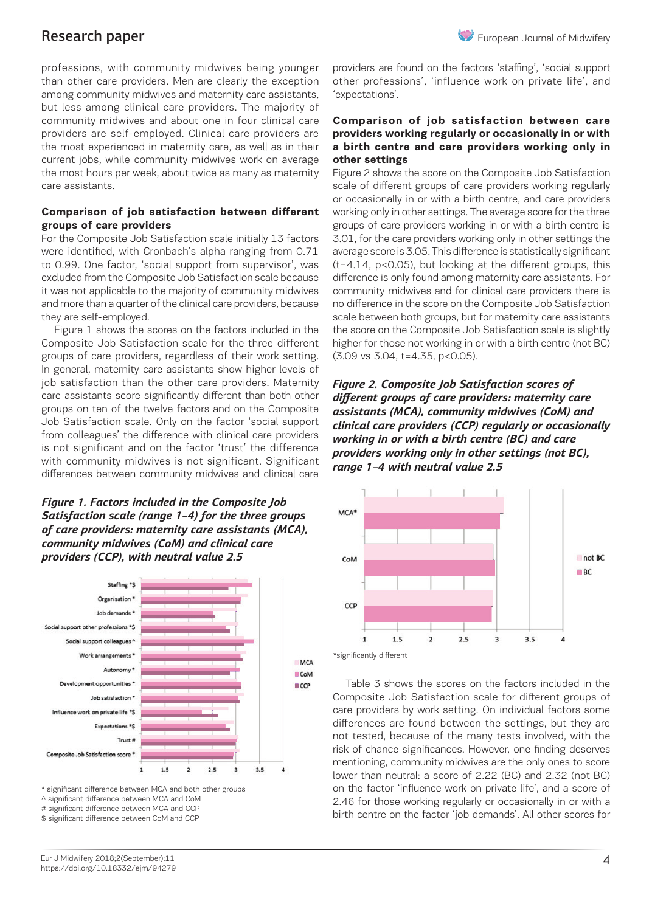professions, with community midwives being younger than other care providers. Men are clearly the exception among community midwives and maternity care assistants, but less among clinical care providers. The majority of community midwives and about one in four clinical care providers are self-employed. Clinical care providers are the most experienced in maternity care, as well as in their current jobs, while community midwives work on average the most hours per week, about twice as many as maternity care assistants.

### Comparison of job satisfaction between different groups of care providers

For the Composite Job Satisfaction scale initially 13 factors were identified, with Cronbach's alpha ranging from 0.71 to 0.99. One factor, 'social support from supervisor', was excluded from the Composite Job Satisfaction scale because it was not applicable to the majority of community midwives and more than a quarter of the clinical care providers, because they are self-employed.

Figure 1 shows the scores on the factors included in the Composite Job Satisfaction scale for the three different groups of care providers, regardless of their work setting. In general, maternity care assistants show higher levels of job satisfaction than the other care providers. Maternity care assistants score significantly different than both other groups on ten of the twelve factors and on the Composite Job Satisfaction scale. Only on the factor 'social support from colleagues' the difference with clinical care providers is not significant and on the factor 'trust' the difference with community midwives is not significant. Significant differences between community midwives and clinical care providers are found on the factors 'staffing', 'social support other professions', 'influence work on private life', and 'expectations'.

***Figure 1. Factors included in the Composite Job Satisfaction scale (range 1–4) for the three groups of care providers: maternity care assistants (MCA), community midwives (CoM) and clinical care providers (CCP), with neutral value 2.5***

\* significant difference between MCA and both other groups
^ significant difference between MCA and CoM
# significant difference between MCA and CCP
$ significant difference between CoM and CCP

### Comparison of job satisfaction between care providers working regularly or occasionally in or with a birth centre and care providers working only in other settings

Figure 2 shows the score on the Composite Job Satisfaction scale of different groups of care providers working regularly or occasionally in or with a birth centre, and care providers working only in other settings. The average score for the three groups of care providers working in or with a birth centre is 3.01, for the care providers working only in other settings the average score is 3.05. This difference is statistically significant ($t=4.14$, $p<0.05$), but looking at the different groups, this difference is only found among maternity care assistants. For community midwives and for clinical care providers there is no difference in the score on the Composite Job Satisfaction scale between both groups, but for maternity care assistants the score on the Composite Job Satisfaction scale is slightly higher for those not working in or with a birth centre (not BC) (3.09 vs 3.04, $t=4.35$, $p<0.05$).

***Figure 2. Composite Job Satisfaction scores of different groups of care providers: maternity care assistants (MCA), community midwives (CoM) and clinical care providers (CCP) regularly or occasionally working in or with a birth centre (BC) and care providers working only in other settings (not BC), range 1–4 with neutral value 2.5***

\*significantly different

Table 3 shows the scores on the factors included in the Composite Job Satisfaction scale for different groups of care providers by work setting. On individual factors some differences are found between the settings, but they are not tested, because of the many tests involved, with the risk of chance significances. However, one finding deserves mentioning, community midwives are the only ones to score lower than neutral: a score of 2.22 (BC) and 2.32 (not BC) on the factor 'influence work on private life', and a score of 2.46 for those working regularly or occasionally in or with a birth centre on the factor 'job demands'. All other scores for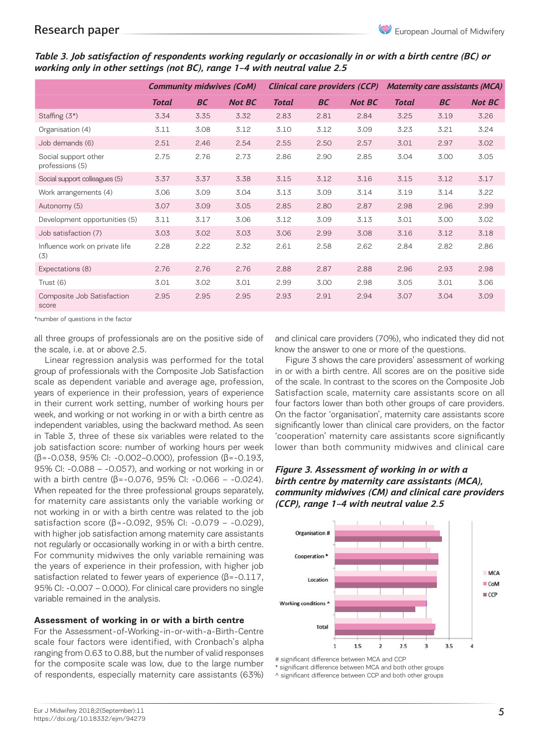*Table 3. Job satisfaction of respondents working regularly or occasionally in or with a birth centre (BC) or working only in other settings (not BC), range 1–4 with neutral value 2.5*

| | *Community midwives (CoM)* | | | *Clinical care providers (CCP)* | | | *Maternity care assistants (MCA)* | | |
|---|---|---|---|---|---|---|---|---|---|
| | *Total* | *BC* | *Not BC* | *Total* | *BC* | *Not BC* | *Total* | *BC* | *Not BC* |
| Staffing (3*) | 3.34 | 3.35 | 3.32 | 2.83 | 2.81 | 2.84 | 3.25 | 3.19 | 3.26 |
| Organisation (4) | 3.11 | 3.08 | 3.12 | 3.10 | 3.12 | 3.09 | 3.23 | 3.21 | 3.24 |
| Job demands (6) | 2.51 | 2.46 | 2.54 | 2.55 | 2.50 | 2.57 | 3.01 | 2.97 | 3.02 |
| Social support other professions (5) | 2.75 | 2.76 | 2.73 | 2.86 | 2.90 | 2.85 | 3.04 | 3.00 | 3.05 |
| Social support colleagues (5) | 3.37 | 3.37 | 3.38 | 3.15 | 3.12 | 3.16 | 3.15 | 3.12 | 3.17 |
| Work arrangements (4) | 3.06 | 3.09 | 3.04 | 3.13 | 3.09 | 3.14 | 3.19 | 3.14 | 3.22 |
| Autonomy (5) | 3.07 | 3.09 | 3.05 | 2.85 | 2.80 | 2.87 | 2.98 | 2.96 | 2.99 |
| Development opportunities (5) | 3.11 | 3.17 | 3.06 | 3.12 | 3.09 | 3.13 | 3.01 | 3.00 | 3.02 |
| Job satisfaction (7) | 3.03 | 3.02 | 3.03 | 3.06 | 2.99 | 3.08 | 3.16 | 3.12 | 3.18 |
| Influence work on private life (3) | 2.28 | 2.22 | 2.32 | 2.61 | 2.58 | 2.62 | 2.84 | 2.82 | 2.86 |
| Expectations (8) | 2.76 | 2.76 | 2.76 | 2.88 | 2.87 | 2.88 | 2.96 | 2.93 | 2.98 |
| Trust (6) | 3.01 | 3.02 | 3.01 | 2.99 | 3.00 | 2.98 | 3.05 | 3.01 | 3.06 |
| Composite Job Satisfaction score | 2.95 | 2.95 | 2.95 | 2.93 | 2.91 | 2.94 | 3.07 | 3.04 | 3.09 |

*number of questions in the factor

all three groups of professionals are on the positive side of the scale, i.e. at or above 2.5.

Linear regression analysis was performed for the total group of professionals with the Composite Job Satisfaction scale as dependent variable and average age, profession, years of experience in their profession, years of experience in their current work setting, number of working hours per week, and working or not working in or with a birth centre as independent variables, using the backward method. As seen in Table 3, three of these six variables were related to the job satisfaction score: number of working hours per week (β=-0.038, 95% CI: -0.002–0.000), profession (β=-0.193, 95% CI: -0.088 – -0.057), and working or not working in or with a birth centre (β=-0.076, 95% CI: -0.066 – -0.024). When repeated for the three professional groups separately, for maternity care assistants only the variable working or not working in or with a birth centre was related to the job satisfaction score (β=-0.092, 95% CI: -0.079 – -0.029), with higher job satisfaction among maternity care assistants not regularly or occasionally working in or with a birth centre. For community midwives the only variable remaining was the years of experience in their profession, with higher job satisfaction related to fewer years of experience (β=-0.117, 95% CI: -0.007 – 0.000). For clinical care providers no single variable remained in the analysis.

## Assessment of working in or with a birth centre

For the Assessment-of-Working-in-or-with-a-Birth-Centre scale four factors were identified, with Cronbach's alpha ranging from 0.63 to 0.88, but the number of valid responses for the composite scale was low, due to the large number of respondents, especially maternity care assistants (63%) and clinical care providers (70%), who indicated they did not know the answer to one or more of the questions.

Figure 3 shows the care providers' assessment of working in or with a birth centre. All scores are on the positive side of the scale. In contrast to the scores on the Composite Job Satisfaction scale, maternity care assistants score on all four factors lower than both other groups of care providers. On the factor 'organisation', maternity care assistants score significantly lower than clinical care providers, on the factor 'cooperation' maternity care assistants score significantly lower than both community midwives and clinical care

***Figure 3. Assessment of working in or with a birth centre by maternity care assistants (MCA), community midwives (CM) and clinical care providers (CCP), range 1–4 with neutral value 2.5***

# significant difference between MCA and CCP
* significant difference between MCA and both other groups
^ significant difference between CCP and both other groups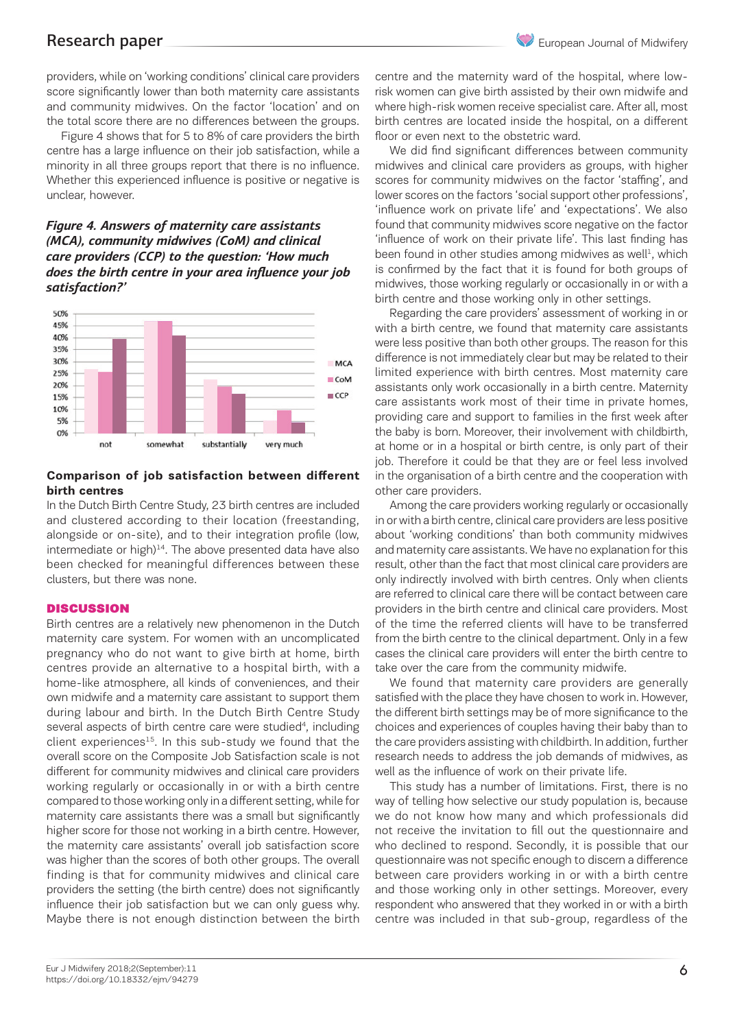providers, while on 'working conditions' clinical care providers score significantly lower than both maternity care assistants and community midwives. On the factor 'location' and on the total score there are no differences between the groups.

Figure 4 shows that for 5 to 8% of care providers the birth centre has a large influence on their job satisfaction, while a minority in all three groups report that there is no influence. Whether this experienced influence is positive or negative is unclear, however.

***Figure 4. Answers of maternity care assistants (MCA), community midwives (CoM) and clinical care providers (CCP) to the question: 'How much does the birth centre in your area influence your job satisfaction?'***

### Comparison of job satisfaction between different birth centres

In the Dutch Birth Centre Study, 23 birth centres are included and clustered according to their location (freestanding, alongside or on-site), and to their integration profile (low, intermediate or high)[14]. The above presented data have also been checked for meaningful differences between these clusters, but there was none.

## DISCUSSION

Birth centres are a relatively new phenomenon in the Dutch maternity care system. For women with an uncomplicated pregnancy who do not want to give birth at home, birth centres provide an alternative to a hospital birth, with a home-like atmosphere, all kinds of conveniences, and their own midwife and a maternity care assistant to support them during labour and birth. In the Dutch Birth Centre Study several aspects of birth centre care were studied[4], including client experiences[15]. In this sub-study we found that the overall score on the Composite Job Satisfaction scale is not different for community midwives and clinical care providers working regularly or occasionally in or with a birth centre compared to those working only in a different setting, while for maternity care assistants there was a small but significantly higher score for those not working in a birth centre. However, the maternity care assistants' overall job satisfaction score was higher than the scores of both other groups. The overall finding is that for community midwives and clinical care providers the setting (the birth centre) does not significantly influence their job satisfaction but we can only guess why. Maybe there is not enough distinction between the birth centre and the maternity ward of the hospital, where low-risk women can give birth assisted by their own midwife and where high-risk women receive specialist care. After all, most birth centres are located inside the hospital, on a different floor or even next to the obstetric ward.

We did find significant differences between community midwives and clinical care providers as groups, with higher scores for community midwives on the factor 'staffing', and lower scores on the factors 'social support other professions', 'influence work on private life' and 'expectations'. We also found that community midwives score negative on the factor 'influence of work on their private life'. This last finding has been found in other studies among midwives as well[1], which is confirmed by the fact that it is found for both groups of midwives, those working regularly or occasionally in or with a birth centre and those working only in other settings.

Regarding the care providers' assessment of working in or with a birth centre, we found that maternity care assistants were less positive than both other groups. The reason for this difference is not immediately clear but may be related to their limited experience with birth centres. Most maternity care assistants only work occasionally in a birth centre. Maternity care assistants work most of their time in private homes, providing care and support to families in the first week after the baby is born. Moreover, their involvement with childbirth, at home or in a hospital or birth centre, is only part of their job. Therefore it could be that they are or feel less involved in the organisation of a birth centre and the cooperation with other care providers.

Among the care providers working regularly or occasionally in or with a birth centre, clinical care providers are less positive about 'working conditions' than both community midwives and maternity care assistants. We have no explanation for this result, other than the fact that most clinical care providers are only indirectly involved with birth centres. Only when clients are referred to clinical care there will be contact between care providers in the birth centre and clinical care providers. Most of the time the referred clients will have to be transferred from the birth centre to the clinical department. Only in a few cases the clinical care providers will enter the birth centre to take over the care from the community midwife.

We found that maternity care providers are generally satisfied with the place they have chosen to work in. However, the different birth settings may be of more significance to the choices and experiences of couples having their baby than to the care providers assisting with childbirth. In addition, further research needs to address the job demands of midwives, as well as the influence of work on their private life.

This study has a number of limitations. First, there is no way of telling how selective our study population is, because we do not know how many and which professionals did not receive the invitation to fill out the questionnaire and who declined to respond. Secondly, it is possible that our questionnaire was not specific enough to discern a difference between care providers working in or with a birth centre and those working only in other settings. Moreover, every respondent who answered that they worked in or with a birth centre was included in that sub-group, regardless of the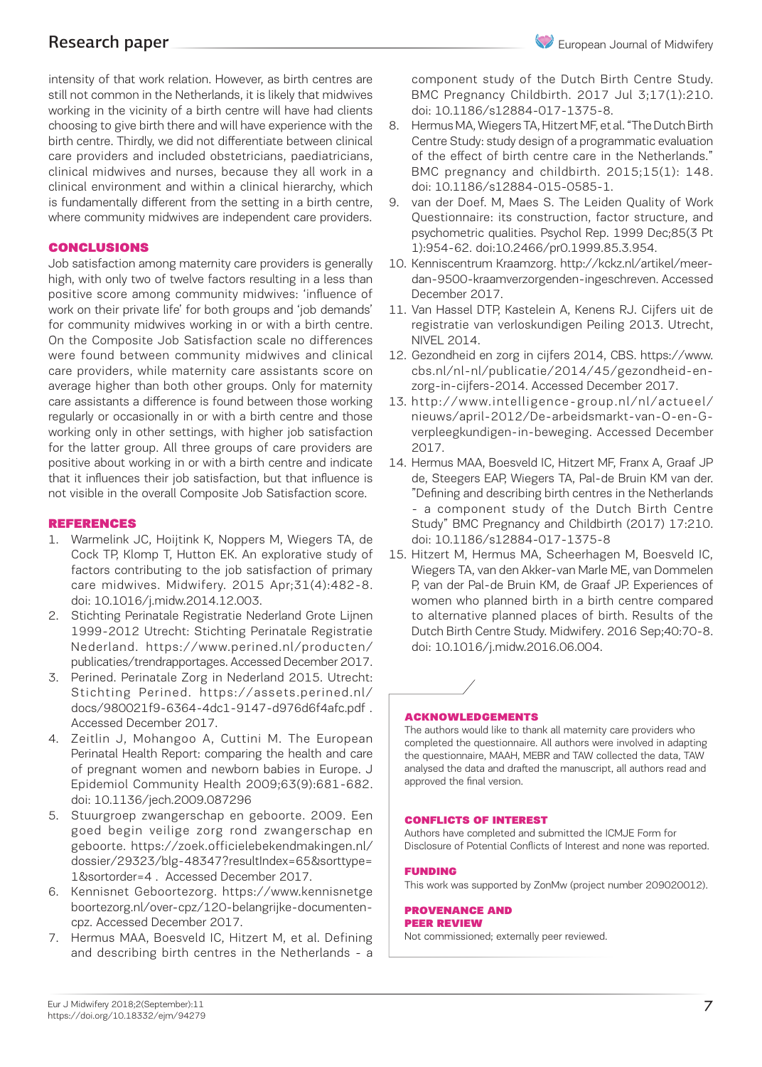intensity of that work relation. However, as birth centres are still not common in the Netherlands, it is likely that midwives working in the vicinity of a birth centre will have had clients choosing to give birth there and will have experience with the birth centre. Thirdly, we did not differentiate between clinical care providers and included obstetricians, paediatricians, clinical midwives and nurses, because they all work in a clinical environment and within a clinical hierarchy, which is fundamentally different from the setting in a birth centre, where community midwives are independent care providers.

## CONCLUSIONS

Job satisfaction among maternity care providers is generally high, with only two of twelve factors resulting in a less than positive score among community midwives: 'influence of work on their private life' for both groups and 'job demands' for community midwives working in or with a birth centre. On the Composite Job Satisfaction scale no differences were found between community midwives and clinical care providers, while maternity care assistants score on average higher than both other groups. Only for maternity care assistants a difference is found between those working regularly or occasionally in or with a birth centre and those working only in other settings, with higher job satisfaction for the latter group. All three groups of care providers are positive about working in or with a birth centre and indicate that it influences their job satisfaction, but that influence is not visible in the overall Composite Job Satisfaction score.

## REFERENCES

1. Warmelink JC, Hoijtink K, Noppers M, Wiegers TA, de Cock TP, Klomp T, Hutton EK. An explorative study of factors contributing to the job satisfaction of primary care midwives. Midwifery. 2015 Apr;31(4):482-8. doi: 10.1016/j.midw.2014.12.003.
2. Stichting Perinatale Registratie Nederland Grote Lijnen 1999-2012 Utrecht: Stichting Perinatale Registratie Nederland. https://www.perined.nl/producten/publicaties/trendrapportages. Accessed December 2017.
3. Perined. Perinatale Zorg in Nederland 2015. Utrecht: Stichting Perined. https://assets.perined.nl/docs/980021f9-6364-4dc1-9147-d976d6f4afc.pdf . Accessed December 2017.
4. Zeitlin J, Mohangoo A, Cuttini M. The European Perinatal Health Report: comparing the health and care of pregnant women and newborn babies in Europe. J Epidemiol Community Health 2009;63(9):681-682. doi: 10.1136/jech.2009.087296
5. Stuurgroep zwangerschap en geboorte. 2009. Een goed begin veilige zorg rond zwangerschap en geboorte. https://zoek.officielebekendmakingen.nl/dossier/29323/blg-48347?resultIndex=65&sorttype=1&sortorder=4 . Accessed December 2017.
6. Kennisnet Geboortezorg. https://www.kennisnetgeboortezorg.nl/over-cpz/120-belangrijke-documenten-cpz. Accessed December 2017.
7. Hermus MAA, Boesveld IC, Hitzert M, et al. Defining and describing birth centres in the Netherlands - a component study of the Dutch Birth Centre Study. BMC Pregnancy Childbirth. 2017 Jul 3;17(1):210. doi: 10.1186/s12884-017-1375-8.
8. Hermus MA, Wiegers TA, Hitzert MF, et al. "The Dutch Birth Centre Study: study design of a programmatic evaluation of the effect of birth centre care in the Netherlands." BMC pregnancy and childbirth. 2015;15(1): 148. doi: 10.1186/s12884-015-0585-1.
9. van der Doef. M, Maes S. The Leiden Quality of Work Questionnaire: its construction, factor structure, and psychometric qualities. Psychol Rep. 1999 Dec;85(3 Pt 1):954-62. doi:10.2466/pr0.1999.85.3.954.
10. Kenniscentrum Kraamzorg. http://kckz.nl/artikel/meer-dan-9500-kraamverzorgenden-ingeschreven. Accessed December 2017.
11. Van Hassel DTP, Kastelein A, Kenens RJ. Cijfers uit de registratie van verloskundigen Peiling 2013. Utrecht, NIVEL 2014.
12. Gezondheid en zorg in cijfers 2014, CBS. https://www.cbs.nl/nl-nl/publicatie/2014/45/gezondheid-en-zorg-in-cijfers-2014. Accessed December 2017.
13. http://www.intelligence-group.nl/nl/actueel/nieuws/april-2012/De-arbeidsmarkt-van-O-en-G-verpleegkundigen-in-beweging. Accessed December 2017.
14. Hermus MAA, Boesveld IC, Hitzert MF, Franx A, Graaf JP de, Steegers EAP, Wiegers TA, Pal-de Bruin KM van der. "Defining and describing birth centres in the Netherlands - a component study of the Dutch Birth Centre Study" BMC Pregnancy and Childbirth (2017) 17:210. doi: 10.1186/s12884-017-1375-8
15. Hitzert M, Hermus MA, Scheerhagen M, Boesveld IC, Wiegers TA, van den Akker-van Marle ME, van Dommelen P, van der Pal-de Bruin KM, de Graaf JP. Experiences of women who planned birth in a birth centre compared to alternative planned places of birth. Results of the Dutch Birth Centre Study. Midwifery. 2016 Sep;40:70-8. doi: 10.1016/j.midw.2016.06.004.

### ACKNOWLEDGEMENTS

The authors would like to thank all maternity care providers who completed the questionnaire. All authors were involved in adapting the questionnaire, MAAH, MEBR and TAW collected the data, TAW analysed the data and drafted the manuscript, all authors read and approved the final version.

### CONFLICTS OF INTEREST

Authors have completed and submitted the ICMJE Form for Disclosure of Potential Conflicts of Interest and none was reported.

### FUNDING

This work was supported by ZonMw (project number 209020012).

### PROVENANCE AND PEER REVIEW

Not commissioned; externally peer reviewed.